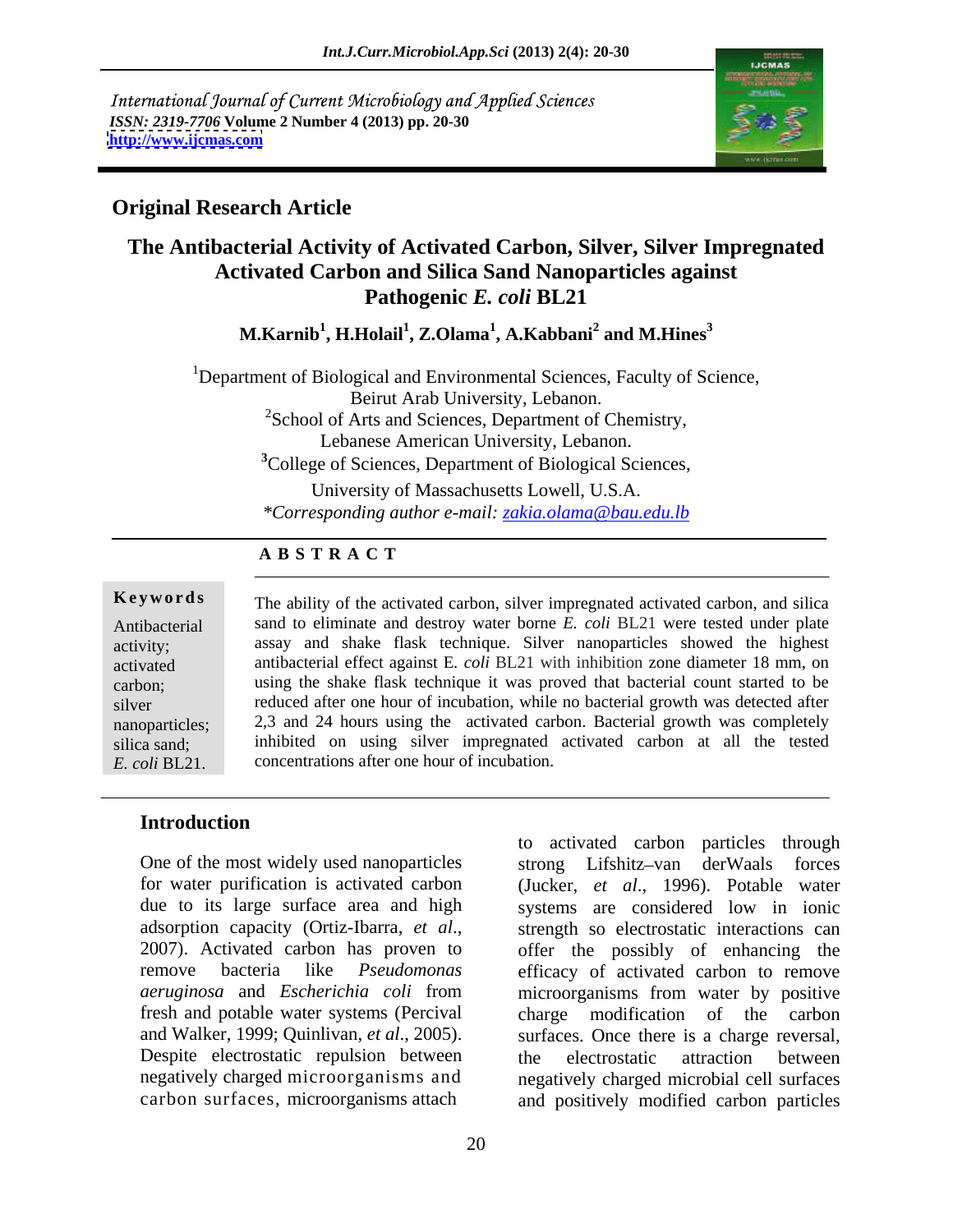International Journal of Current Microbiology and Applied Sciences
*ISSN: 2319-7706* **Volume 2 Number 4 (2013) pp. 20-30**
**http://www.ijcmas.com**

## Original Research Article

# The Antibacterial Activity of Activated Carbon, Silver, Silver Impregnated Activated Carbon and Silica Sand Nanoparticles against Pathogenic *E. coli* BL21

**M.Karnib[1], H.Holail[1], Z.Olama[1], A.Kabbani[2] and M.Hines[3]**

[1]Department of Biological and Environmental Sciences, Faculty of Science, Beirut Arab University, Lebanon.
[2]School of Arts and Sciences, Department of Chemistry, Lebanese American University, Lebanon.
[3]College of Sciences, Department of Biological Sciences, University of Massachusetts Lowell, U.S.A.
*\*Corresponding author e-mail: zakia.olama@bau.edu.lb*

**A B S T R A C T**

**Keywords**

Antibacterial activity; activated carbon; silver nanoparticles; silica sand; *E. coli* BL21.

The ability of the activated carbon, silver impregnated activated carbon, and silica sand to eliminate and destroy water borne *E. coli* BL21 were tested under plate assay and shake flask technique. Silver nanoparticles showed the highest antibacterial effect against E. *coli* BL21 with inhibition zone diameter 18 mm, on using the shake flask technique it was proved that bacterial count started to be reduced after one hour of incubation, while no bacterial growth was detected after 2,3 and 24 hours using the activated carbon. Bacterial growth was completely inhibited on using silver impregnated activated carbon at all the tested concentrations after one hour of incubation.

## Introduction

One of the most widely used nanoparticles for water purification is activated carbon due to its large surface area and high adsorption capacity (Ortiz-Ibarra, *et al*., 2007). Activated carbon has proven to remove bacteria like *Pseudomonas aeruginosa* and *Escherichia coli* from fresh and potable water systems (Percival and Walker, 1999; Quinlivan, *et al*., 2005). Despite electrostatic repulsion between negatively charged microorganisms and carbon surfaces, microorganisms attach to activated carbon particles through strong Lifshitz–van derWaals forces (Jucker, *et al*., 1996). Potable water systems are considered low in ionic strength so electrostatic interactions can offer the possibly of enhancing the efficacy of activated carbon to remove microorganisms from water by positive charge modification of the carbon surfaces. Once there is a charge reversal, the electrostatic attraction between negatively charged microbial cell surfaces and positively modified carbon particles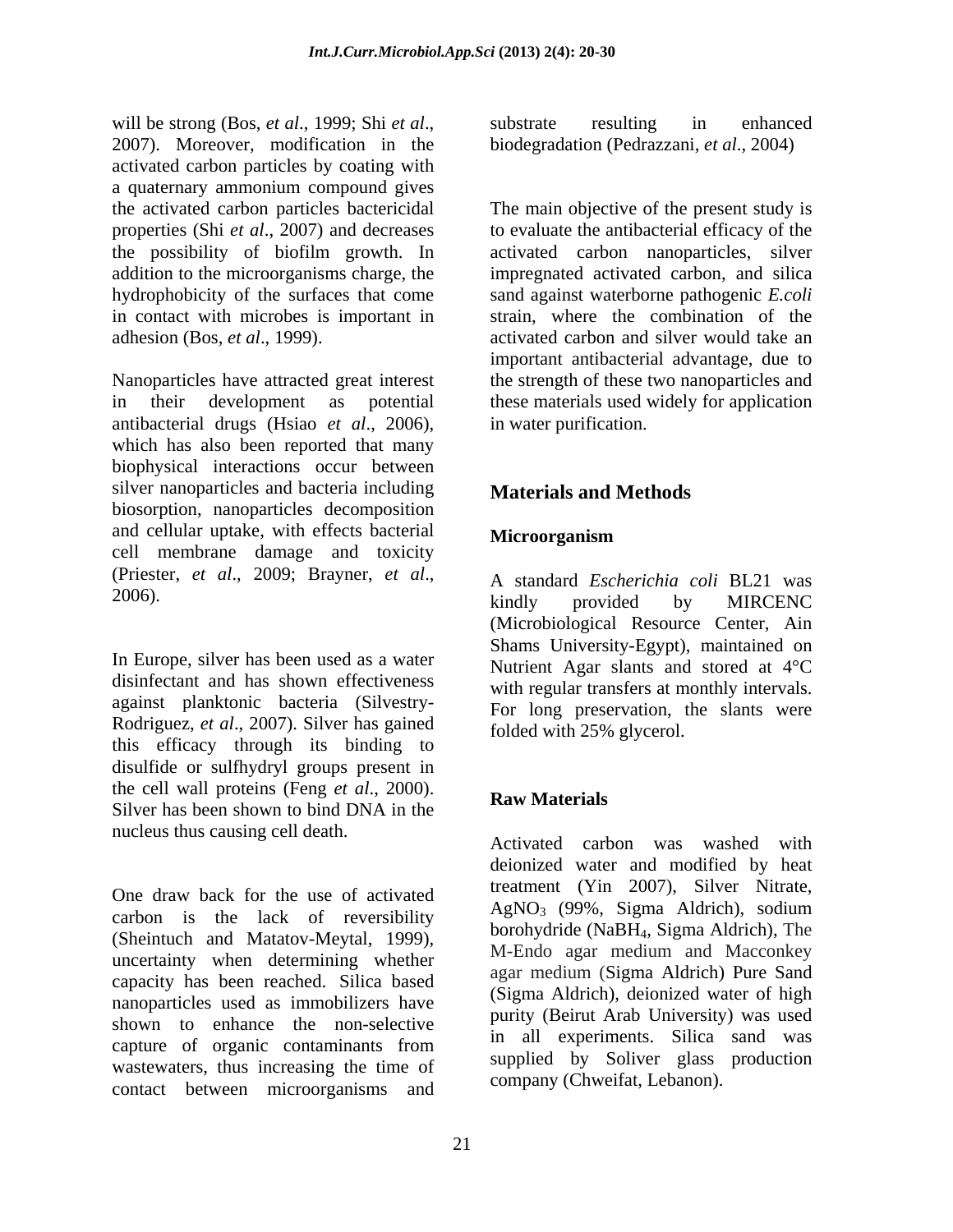will be strong (Bos, *et al*., 1999; Shi *et al*., 2007). Moreover, modification in the activated carbon particles by coating with a quaternary ammonium compound gives the activated carbon particles bactericidal properties (Shi *et al*., 2007) and decreases the possibility of biofilm growth. In addition to the microorganisms charge, the hydrophobicity of the surfaces that come in contact with microbes is important in adhesion (Bos, *et al*., 1999).

Nanoparticles have attracted great interest in their development as potential antibacterial drugs (Hsiao *et al*., 2006), which has also been reported that many biophysical interactions occur between silver nanoparticles and bacteria including biosorption, nanoparticles decomposition and cellular uptake, with effects bacterial cell membrane damage and toxicity (Priester, *et al*., 2009; Brayner, *et al*., 2006).

In Europe, silver has been used as a water disinfectant and has shown effectiveness against planktonic bacteria (Silvestry-Rodriguez, *et al*., 2007). Silver has gained this efficacy through its binding to disulfide or sulfhydryl groups present in the cell wall proteins (Feng *et al*., 2000). Silver has been shown to bind DNA in the nucleus thus causing cell death.

One draw back for the use of activated carbon is the lack of reversibility (Sheintuch and Matatov-Meytal, 1999), uncertainty when determining whether capacity has been reached. Silica based nanoparticles used as immobilizers have shown to enhance the non-selective capture of organic contaminants from wastewaters, thus increasing the time of contact between microorganisms and substrate resulting in enhanced biodegradation (Pedrazzani, *et al*., 2004)

The main objective of the present study is to evaluate the antibacterial efficacy of the activated carbon nanoparticles, silver impregnated activated carbon, and silica sand against waterborne pathogenic *E.coli* strain, where the combination of the activated carbon and silver would take an important antibacterial advantage, due to the strength of these two nanoparticles and these materials used widely for application in water purification.

## Materials and Methods

### Microorganism

A standard *Escherichia coli* BL21 was kindly provided by MIRCENC (Microbiological Resource Center, Ain Shams University-Egypt), maintained on Nutrient Agar slants and stored at 4°C with regular transfers at monthly intervals. For long preservation, the slants were folded with 25% glycerol.

### Raw Materials

Activated carbon was washed with deionized water and modified by heat treatment (Yin 2007), Silver Nitrate, $AgNO_3$ (99%, Sigma Aldrich), sodium borohydride ($NaBH_4$, Sigma Aldrich), The M-Endo agar medium and Macconkey agar medium (Sigma Aldrich) Pure Sand (Sigma Aldrich), deionized water of high purity (Beirut Arab University) was used in all experiments. Silica sand was supplied by Soliver glass production company (Chweifat, Lebanon).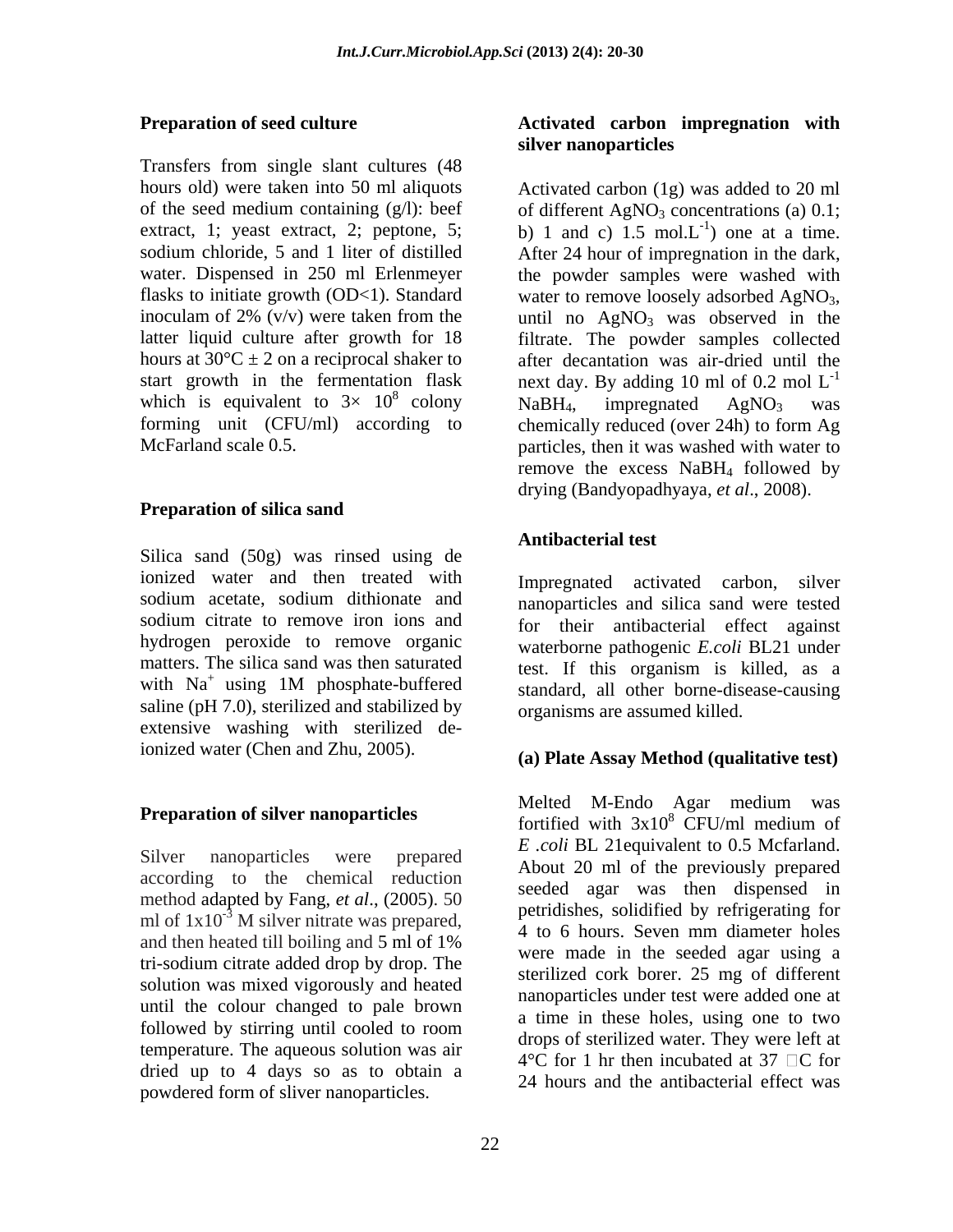## Preparation of seed culture

Transfers from single slant cultures (48 hours old) were taken into 50 ml aliquots of the seed medium containing (g/l): beef extract, 1; yeast extract, 2; peptone, 5; sodium chloride, 5 and 1 liter of distilled water. Dispensed in 250 ml Erlenmeyer flasks to initiate growth (OD<1). Standard inoculam of 2% (v/v) were taken from the latter liquid culture after growth for 18 hours at 30°C ± 2 on a reciprocal shaker to start growth in the fermentation flask which is equivalent to $3\times 10^8$ colony forming unit (CFU/ml) according to McFarland scale 0.5.

## Preparation of silica sand

Silica sand (50g) was rinsed using de ionized water and then treated with sodium acetate, sodium dithionate and sodium citrate to remove iron ions and hydrogen peroxide to remove organic matters. The silica sand was then saturated with $Na^+$ using 1M phosphate-buffered saline (pH 7.0), sterilized and stabilized by extensive washing with sterilized de-ionized water (Chen and Zhu, 2005).

## Preparation of silver nanoparticles

Silver nanoparticles were prepared according to the chemical reduction method adapted by Fang, *et al*., (2005). 50 ml of $1x10^{-3}$ M silver nitrate was prepared, and then heated till boiling and 5 ml of 1% tri-sodium citrate added drop by drop. The solution was mixed vigorously and heated until the colour changed to pale brown followed by stirring until cooled to room temperature. The aqueous solution was air dried up to 4 days so as to obtain a powdered form of sliver nanoparticles.

## Activated carbon impregnation with silver nanoparticles

Activated carbon (1g) was added to 20 ml of different $AgNO_3$ concentrations (a) 0.1; b) 1 and c) 1.5 mol.$L^{-1}$) one at a time. After 24 hour of impregnation in the dark, the powder samples were washed with water to remove loosely adsorbed $AgNO_3$, until no $AgNO_3$ was observed in the filtrate. The powder samples collected after decantation was air-dried until the next day. By adding 10 ml of 0.2 mol $L^{-1}$ $NaBH_4$, impregnated $AgNO_3$ was chemically reduced (over 24h) to form Ag particles, then it was washed with water to remove the excess $NaBH_4$ followed by drying (Bandyopadhyaya, *et al*., 2008).

## Antibacterial test

Impregnated activated carbon, silver nanoparticles and silica sand were tested for their antibacterial effect against waterborne pathogenic *E.coli* BL21 under test. If this organism is killed, as a standard, all other borne-disease-causing organisms are assumed killed.

### (a) Plate Assay Method (qualitative test)

Melted M-Endo Agar medium was fortified with $3x10^8$ CFU/ml medium of *E .coli* BL 21equivalent to 0.5 Mcfarland. About 20 ml of the previously prepared seeded agar was then dispensed in petridishes, solidified by refrigerating for 4 to 6 hours. Seven mm diameter holes were made in the seeded agar using a sterilized cork borer. 25 mg of different nanoparticles under test were added one at a time in these holes, using one to two drops of sterilized water. They were left at 4°C for 1 hr then incubated at 37 °C for 24 hours and the antibacterial effect was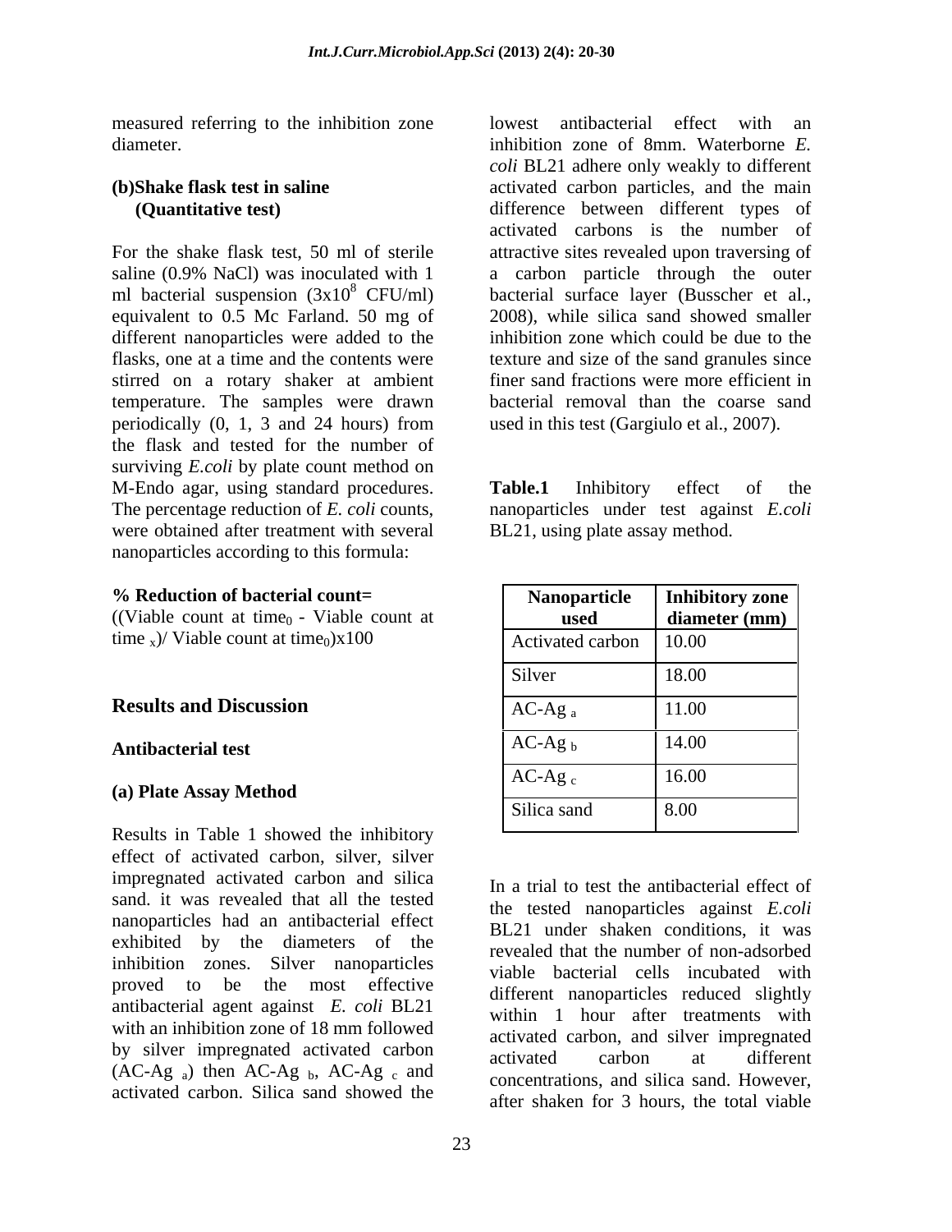measured referring to the inhibition zone diameter.

**(b)Shake flask test in saline (Quantitative test)**

For the shake flask test, 50 ml of sterile saline (0.9% NaCl) was inoculated with 1 ml bacterial suspension ($3x10^8$ CFU/ml) equivalent to 0.5 Mc Farland. 50 mg of different nanoparticles were added to the flasks, one at a time and the contents were stirred on a rotary shaker at ambient temperature. The samples were drawn periodically (0, 1, 3 and 24 hours) from the flask and tested for the number of surviving *E.coli* by plate count method on M-Endo agar, using standard procedures. The percentage reduction of *E. coli* counts, were obtained after treatment with several nanoparticles according to this formula:

**% Reduction of bacterial count=**
((Viable count at $time_0$ - Viable count at $time_x$)/ Viable count at $time_0$)x100

## Results and Discussion

### Antibacterial test

#### (a) Plate Assay Method

Results in Table 1 showed the inhibitory effect of activated carbon, silver, silver impregnated activated carbon and silica sand. it was revealed that all the tested nanoparticles had an antibacterial effect exhibited by the diameters of the inhibition zones. Silver nanoparticles proved to be the most effective antibacterial agent against *E. coli* BL21 with an inhibition zone of 18 mm followed by silver impregnated activated carbon ($AC\text{-}Ag_a$) then $AC\text{-}Ag_b$, $AC\text{-}Ag_c$ and activated carbon. Silica sand showed the lowest antibacterial effect with an inhibition zone of 8mm. Waterborne *E. coli* BL21 adhere only weakly to different activated carbon particles, and the main difference between different types of activated carbons is the number of attractive sites revealed upon traversing of a carbon particle through the outer bacterial surface layer (Busscher et al., 2008), while silica sand showed smaller inhibition zone which could be due to the texture and size of the sand granules since finer sand fractions were more efficient in bacterial removal than the coarse sand used in this test (Gargiulo et al., 2007).

**Table.1** Inhibitory effect of the nanoparticles under test against *E.coli* BL21, using plate assay method.

| Nanoparticle used | Inhibitory zone diameter (mm) |
|---|---|
| Activated carbon | 10.00 |
| Silver | 18.00 |
| $AC\text{-}Ag_a$ | 11.00 |
| $AC\text{-}Ag_b$ | 14.00 |
| $AC\text{-}Ag_c$ | 16.00 |
| Silica sand | 8.00 |

In a trial to test the antibacterial effect of the tested nanoparticles against *E.coli* BL21 under shaken conditions, it was revealed that the number of non-adsorbed viable bacterial cells incubated with different nanoparticles reduced slightly within 1 hour after treatments with activated carbon, and silver impregnated activated carbon at different concentrations, and silica sand. However, after shaken for 3 hours, the total viable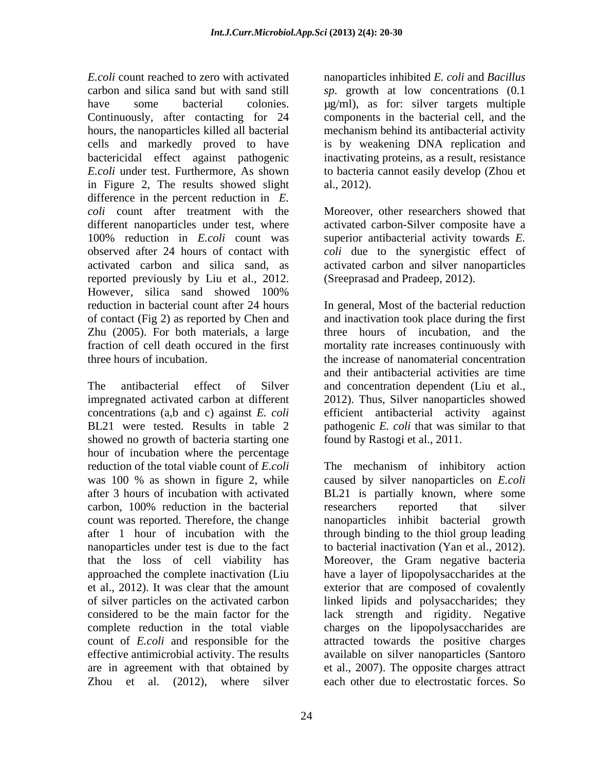*E.coli* count reached to zero with activated carbon and silica sand but with sand still have some bacterial colonies. Continuously, after contacting for 24 hours, the nanoparticles killed all bacterial cells and markedly proved to have bactericidal effect against pathogenic *E.coli* under test. Furthermore, As shown in Figure 2, The results showed slight difference in the percent reduction in *E. coli* count after treatment with the different nanoparticles under test, where 100% reduction in *E.coli* count was observed after 24 hours of contact with activated carbon and silica sand, as reported previously by Liu et al., 2012. However, silica sand showed 100% reduction in bacterial count after 24 hours of contact (Fig 2) as reported by Chen and Zhu (2005). For both materials, a large fraction of cell death occured in the first three hours of incubation.

The antibacterial effect of Silver impregnated activated carbon at different concentrations (a,b and c) against *E. coli* BL21 were tested. Results in table 2 showed no growth of bacteria starting one hour of incubation where the percentage reduction of the total viable count of *E.coli* was 100 % as shown in figure 2, while after 3 hours of incubation with activated carbon, 100% reduction in the bacterial count was reported. Therefore, the change after 1 hour of incubation with the nanoparticles under test is due to the fact that the loss of cell viability has approached the complete inactivation (Liu et al., 2012). It was clear that the amount of silver particles on the activated carbon considered to be the main factor for the complete reduction in the total viable count of *E.coli* and responsible for the effective antimicrobial activity. The results are in agreement with that obtained by Zhou et al. (2012), where silver nanoparticles inhibited *E. coli* and *Bacillus sp*. growth at low concentrations (0.1 μg/ml), as for: silver targets multiple components in the bacterial cell, and the mechanism behind its antibacterial activity is by weakening DNA replication and inactivating proteins, as a result, resistance to bacteria cannot easily develop (Zhou et al., 2012).

Moreover, other researchers showed that activated carbon-Silver composite have a superior antibacterial activity towards *E. coli* due to the synergistic effect of activated carbon and silver nanoparticles (Sreeprasad and Pradeep, 2012).

In general, Most of the bacterial reduction and inactivation took place during the first three hours of incubation, and the mortality rate increases continuously with the increase of nanomaterial concentration and their antibacterial activities are time and concentration dependent (Liu et al., 2012). Thus, Silver nanoparticles showed efficient antibacterial activity against pathogenic *E. coli* that was similar to that found by Rastogi et al., 2011.

The mechanism of inhibitory action caused by silver nanoparticles on *E.coli* BL21 is partially known, where some researchers reported that silver nanoparticles inhibit bacterial growth through binding to the thiol group leading to bacterial inactivation (Yan et al., 2012). Moreover, the Gram negative bacteria have a layer of lipopolysaccharides at the exterior that are composed of covalently linked lipids and polysaccharides; they lack strength and rigidity. Negative charges on the lipopolysaccharides are attracted towards the positive charges available on silver nanoparticles (Santoro et al., 2007). The opposite charges attract each other due to electrostatic forces. So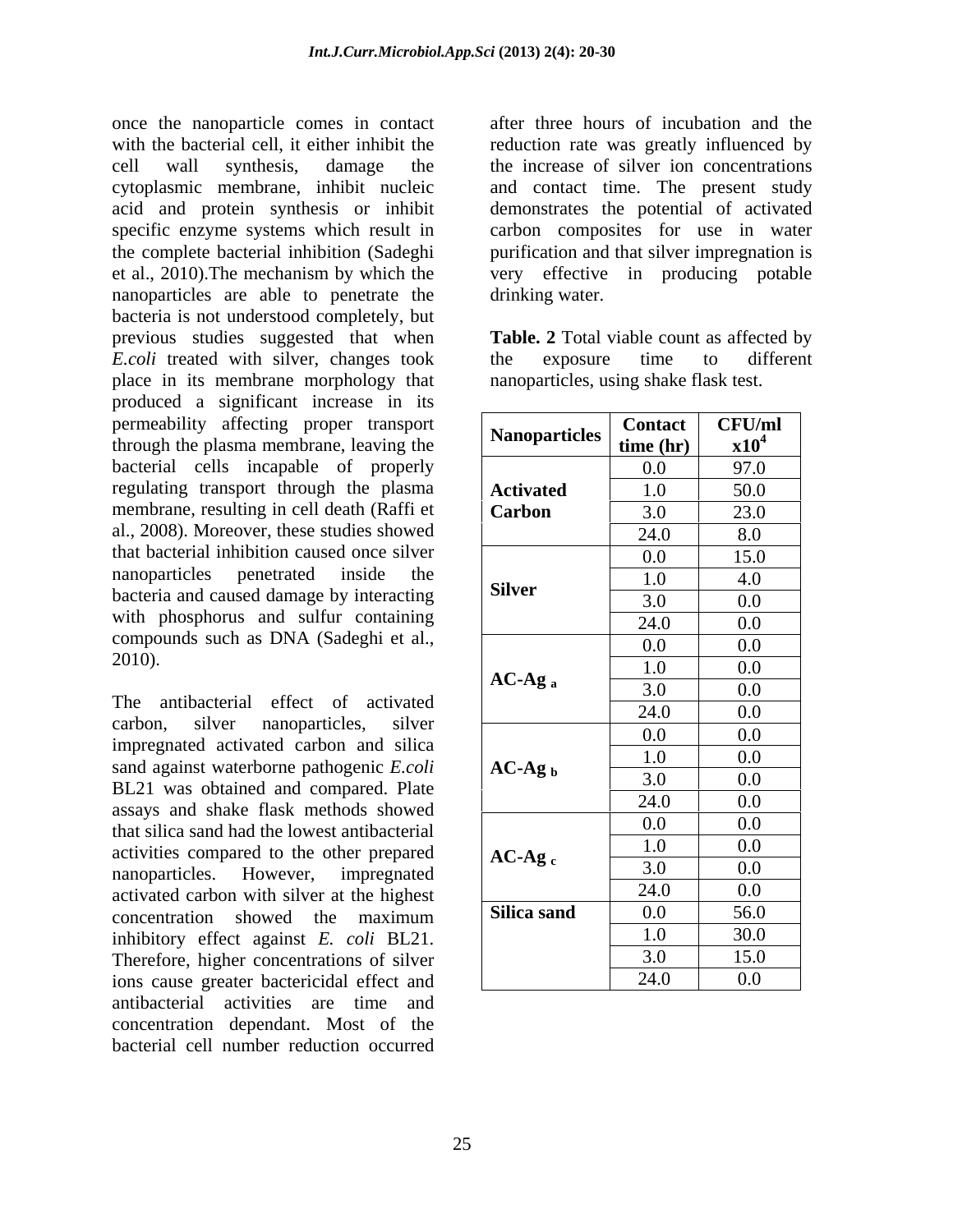once the nanoparticle comes in contact with the bacterial cell, it either inhibit the cell wall synthesis, damage the cytoplasmic membrane, inhibit nucleic acid and protein synthesis or inhibit specific enzyme systems which result in the complete bacterial inhibition (Sadeghi et al., 2010).The mechanism by which the nanoparticles are able to penetrate the bacteria is not understood completely, but previous studies suggested that when *E.coli* treated with silver, changes took place in its membrane morphology that produced a significant increase in its permeability affecting proper transport through the plasma membrane, leaving the bacterial cells incapable of properly regulating transport through the plasma membrane, resulting in cell death (Raffi et al., 2008). Moreover, these studies showed that bacterial inhibition caused once silver nanoparticles penetrated inside the bacteria and caused damage by interacting with phosphorus and sulfur containing compounds such as DNA (Sadeghi et al., 2010).

The antibacterial effect of activated carbon, silver nanoparticles, silver impregnated activated carbon and silica sand against waterborne pathogenic *E.coli* BL21 was obtained and compared. Plate assays and shake flask methods showed that silica sand had the lowest antibacterial activities compared to the other prepared nanoparticles. However, impregnated activated carbon with silver at the highest concentration showed the maximum inhibitory effect against *E. coli* BL21. Therefore, higher concentrations of silver ions cause greater bactericidal effect and antibacterial activities are time and concentration dependant. Most of the bacterial cell number reduction occurred after three hours of incubation and the reduction rate was greatly influenced by the increase of silver ion concentrations and contact time. The present study demonstrates the potential of activated carbon composites for use in water purification and that silver impregnation is very effective in producing potable drinking water.

**Table. 2** Total viable count as affected by the exposure time to different nanoparticles, using shake flask test.

| Nanoparticles | Contact time (hr) | CFU/ml $x10^4$ |
|---|---|---|
| Activated Carbon | 0.0 | 97.0 |
| | 1.0 | 50.0 |
| | 3.0 | 23.0 |
| | 24.0 | 8.0 |
| Silver | 0.0 | 15.0 |
| | 1.0 | 4.0 |
| | 3.0 | 0.0 |
| | 24.0 | 0.0 |
| $AC\text{-}Ag_a$ | 0.0 | 0.0 |
| | 1.0 | 0.0 |
| | 3.0 | 0.0 |
| | 24.0 | 0.0 |
| $AC\text{-}Ag_b$ | 0.0 | 0.0 |
| | 1.0 | 0.0 |
| | 3.0 | 0.0 |
| | 24.0 | 0.0 |
| $AC\text{-}Ag_c$ | 0.0 | 0.0 |
| | 1.0 | 0.0 |
| | 3.0 | 0.0 |
| | 24.0 | 0.0 |
| Silica sand | 0.0 | 56.0 |
| | 1.0 | 30.0 |
| | 3.0 | 15.0 |
| | 24.0 | 0.0 |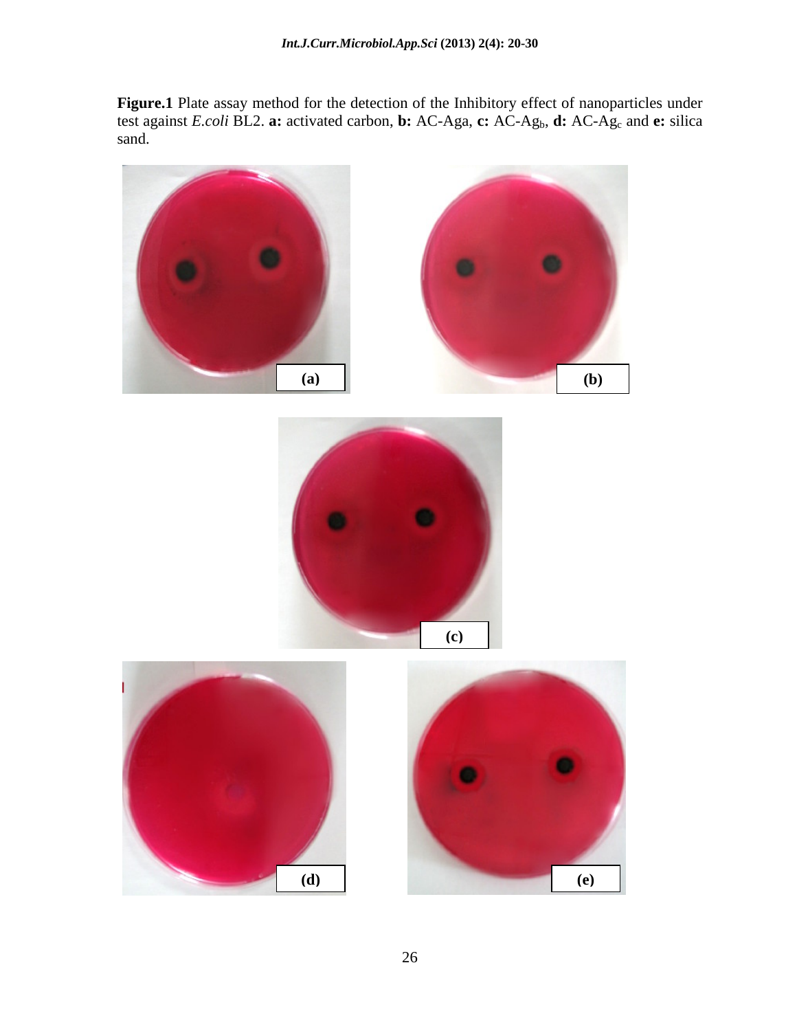**Figure.1** Plate assay method for the detection of the Inhibitory effect of nanoparticles under test against *E.coli* BL2. **a:** activated carbon, **b:** AC-Aga, **c:** AC-$Ag_b$, **d:** AC-$Ag_c$ and **e:** silica sand.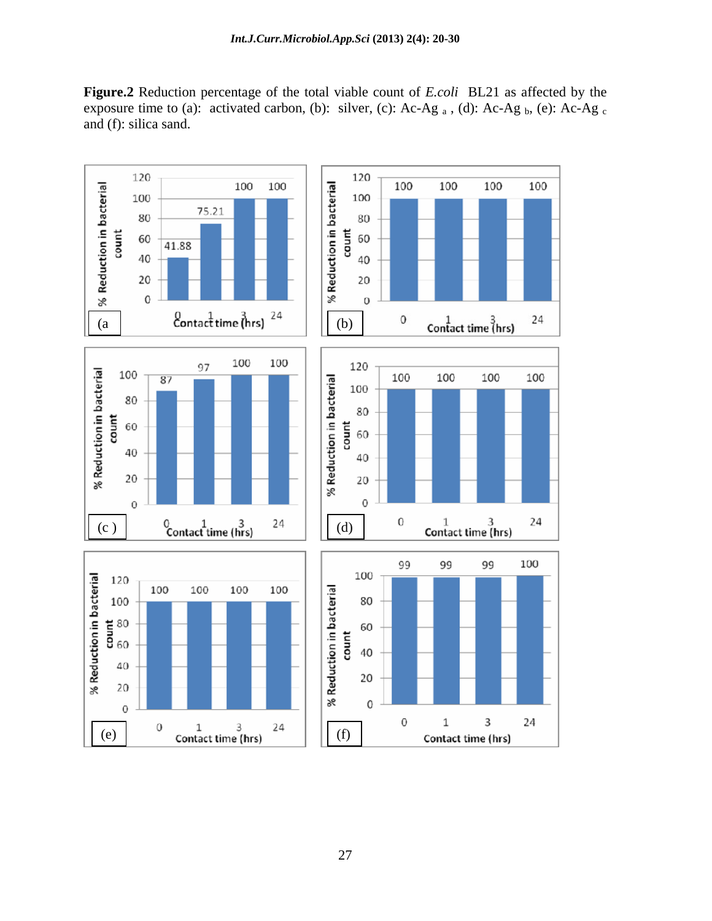**Figure.2** Reduction percentage of the total viable count of *E.coli* BL21 as affected by the exposure time to (a): activated carbon, (b): silver, (c): Ac-Ag $_a$ , (d): Ac-Ag $_b$, (e): Ac-Ag $_c$ and (f): silica sand.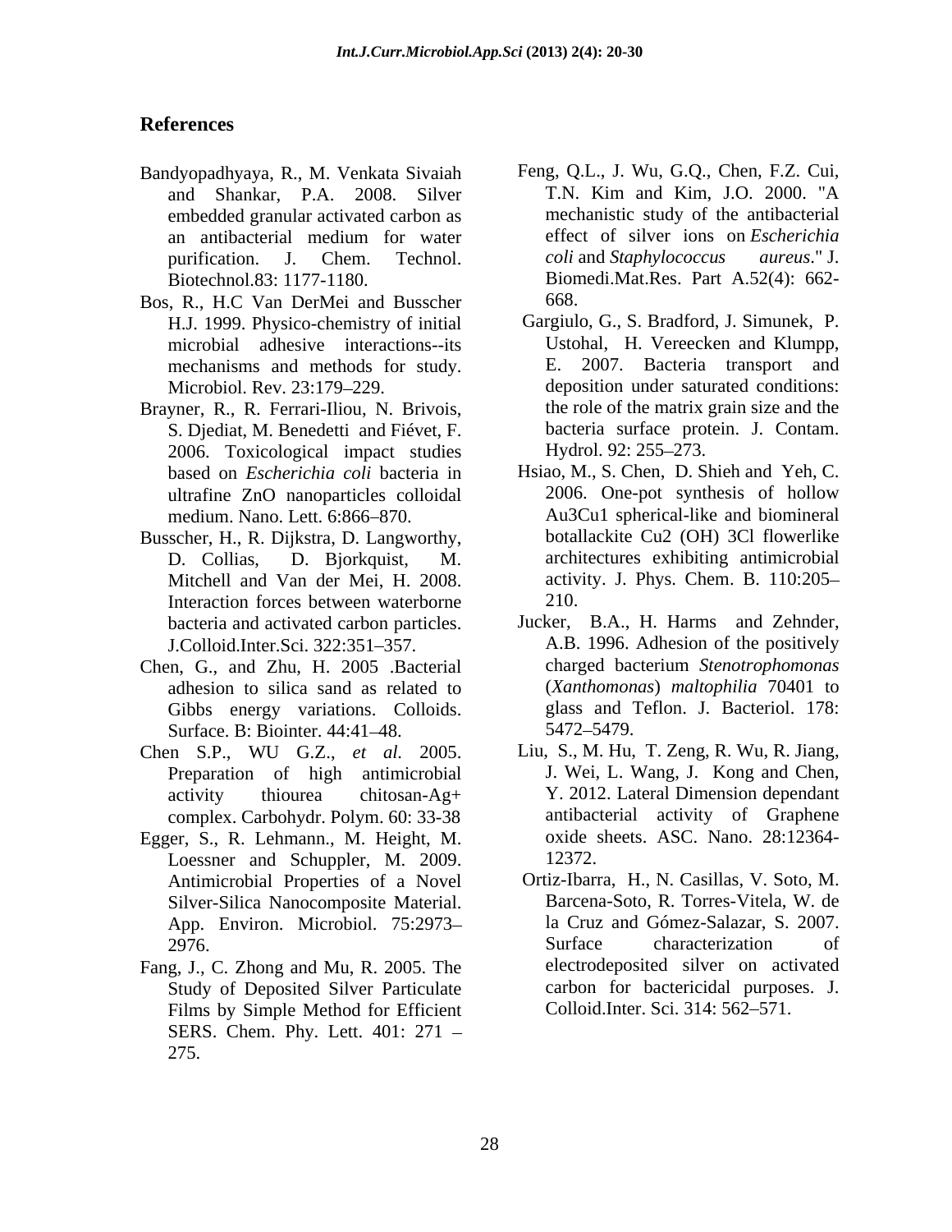## References

Bandyopadhyaya, R., M. Venkata Sivaiah and Shankar, P.A. 2008. Silver embedded granular activated carbon as an antibacterial medium for water purification. J. Chem. Technol. Biotechnol.83: 1177-1180.

Bos, R., H.C Van DerMei and Busscher H.J. 1999. Physico-chemistry of initial microbial adhesive interactions--its mechanisms and methods for study. Microbiol. Rev. 23:179–229.

Brayner, R., R. Ferrari-Iliou, N. Brivois, S. Djediat, M. Benedetti and Fiévet, F. 2006. Toxicological impact studies based on *Escherichia coli* bacteria in ultrafine ZnO nanoparticles colloidal medium. Nano. Lett. 6:866–870.

Busscher, H., R. Dijkstra, D. Langworthy, D. Collias, D. Bjorkquist, M. Mitchell and Van der Mei, H. 2008. Interaction forces between waterborne bacteria and activated carbon particles. J.Colloid.Inter.Sci. 322:351–357.

Chen, G., and Zhu, H. 2005 .Bacterial adhesion to silica sand as related to Gibbs energy variations. Colloids. Surface. B: Biointer. 44:41–48.

Chen S.P., WU G.Z., *et al.* 2005. Preparation of high antimicrobial activity thiourea chitosan-Ag+ complex. Carbohydr. Polym. 60: 33-38

Egger, S., R. Lehmann., M. Height, M. Loessner and Schuppler, M. 2009. Antimicrobial Properties of a Novel Silver-Silica Nanocomposite Material. App. Environ. Microbiol. 75:2973–2976.

Fang, J., C. Zhong and Mu, R. 2005. The Study of Deposited Silver Particulate Films by Simple Method for Efficient SERS. Chem. Phy. Lett. 401: 271 – 275.

Feng, Q.L., J. Wu, G.Q., Chen, F.Z. Cui, T.N. Kim and Kim, J.O. 2000. "A mechanistic study of the antibacterial effect of silver ions on *Escherichia coli* and *Staphylococcus aureus*." J. Biomedi.Mat.Res. Part A.52(4): 662-668.

Gargiulo, G., S. Bradford, J. Simunek, P. Ustohal, H. Vereecken and Klumpp, E. 2007. Bacteria transport and deposition under saturated conditions: the role of the matrix grain size and the bacteria surface protein. J. Contam. Hydrol. 92: 255–273.

Hsiao, M., S. Chen, D. Shieh and Yeh, C. 2006. One-pot synthesis of hollow Au3Cu1 spherical-like and biomineral botallackite Cu2 (OH) 3Cl flowerlike architectures exhibiting antimicrobial activity. J. Phys. Chem. B. 110:205–210.

Jucker, B.A., H. Harms and Zehnder, A.B. 1996. Adhesion of the positively charged bacterium *Stenotrophomonas* (*Xanthomonas*) *maltophilia* 70401 to glass and Teflon. J. Bacteriol. 178: 5472–5479.

Liu, S., M. Hu, T. Zeng, R. Wu, R. Jiang, J. Wei, L. Wang, J. Kong and Chen, Y. 2012. Lateral Dimension dependant antibacterial activity of Graphene oxide sheets. ASC. Nano. 28:12364-12372.

Ortiz-Ibarra, H., N. Casillas, V. Soto, M. Barcena-Soto, R. Torres-Vitela, W. de la Cruz and Gómez-Salazar, S. 2007. Surface characterization of electrodeposited silver on activated carbon for bactericidal purposes. J. Colloid.Inter. Sci. 314: 562–571.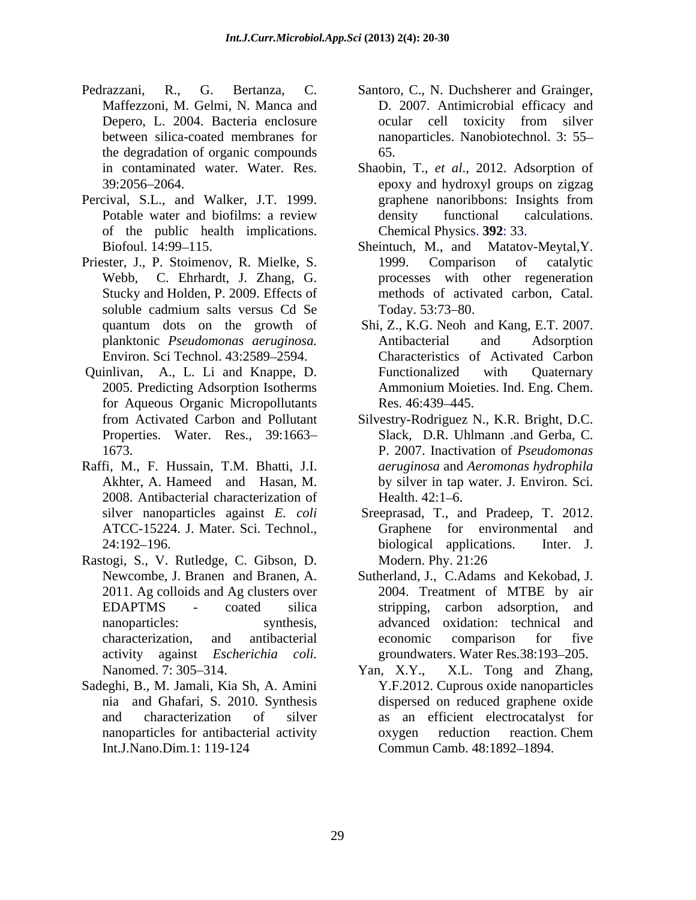Pedrazzani, R., G. Bertanza, C. Maffezzoni, M. Gelmi, N. Manca and Depero, L. 2004. Bacteria enclosure between silica-coated membranes for the degradation of organic compounds in contaminated water. Water. Res. 39:2056–2064.

Percival, S.L., and Walker, J.T. 1999. Potable water and biofilms: a review of the public health implications. Biofoul. 14:99–115.

Priester, J., P. Stoimenov, R. Mielke, S. Webb, C. Ehrhardt, J. Zhang, G. Stucky and Holden, P. 2009. Effects of soluble cadmium salts versus Cd Se quantum dots on the growth of planktonic *Pseudomonas aeruginosa.* Environ. Sci Technol. 43:2589–2594.

Quinlivan, A., L. Li and Knappe, D. 2005. Predicting Adsorption Isotherms for Aqueous Organic Micropollutants from Activated Carbon and Pollutant Properties. Water. Res., 39:1663–1673.

Raffi, M., F. Hussain, T.M. Bhatti, J.I. Akhter, A. Hameed and Hasan, M. 2008. Antibacterial characterization of silver nanoparticles against *E. coli* ATCC-15224. J. Mater. Sci. Technol., 24:192–196.

Rastogi, S., V. Rutledge, C. Gibson, D. Newcombe, J. Branen and Branen, A. 2011. Ag colloids and Ag clusters over EDAPTMS - coated silica nanoparticles: synthesis, characterization, and antibacterial activity against *Escherichia coli.* Nanomed. 7: 305–314.

Sadeghi, B., M. Jamali, Kia Sh, A. Amini nia and Ghafari, S. 2010. Synthesis and characterization of silver nanoparticles for antibacterial activity Int.J.Nano.Dim.1: 119-124

Santoro, C., N. Duchsherer and Grainger, D. 2007. Antimicrobial efficacy and ocular cell toxicity from silver nanoparticles. Nanobiotechnol. 3: 55–65.

Shaobin, T., *et al*., 2012. Adsorption of epoxy and hydroxyl groups on zigzag graphene nanoribbons: Insights from density functional calculations. Chemical Physics. **392**: 33.

Sheintuch, M., and Matatov-Meytal,Y. 1999. Comparison of catalytic processes with other regeneration methods of activated carbon, Catal. Today. 53:73–80.

Shi, Z., K.G. Neoh and Kang, E.T. 2007. Antibacterial and Adsorption Characteristics of Activated Carbon Functionalized with Quaternary Ammonium Moieties. Ind. Eng. Chem. Res. 46:439–445.

Silvestry-Rodriguez N., K.R. Bright, D.C. Slack, D.R. Uhlmann .and Gerba, C. P. 2007. Inactivation of *Pseudomonas aeruginosa* and *Aeromonas hydrophila* by silver in tap water. J. Environ. Sci. Health. 42:1–6.

Sreeprasad, T., and Pradeep, T. 2012. Graphene for environmental and biological applications. Inter. J. Modern. Phy. 21:26

Sutherland, J., C.Adams and Kekobad, J. 2004. Treatment of MTBE by air stripping, carbon adsorption, and advanced oxidation: technical and economic comparison for five groundwaters. Water Res.38:193–205.

Yan, X.Y., X.L. Tong and Zhang, Y.F.2012. Cuprous oxide nanoparticles dispersed on reduced graphene oxide as an efficient electrocatalyst for oxygen reduction reaction. Chem Commun Camb. 48:1892–1894.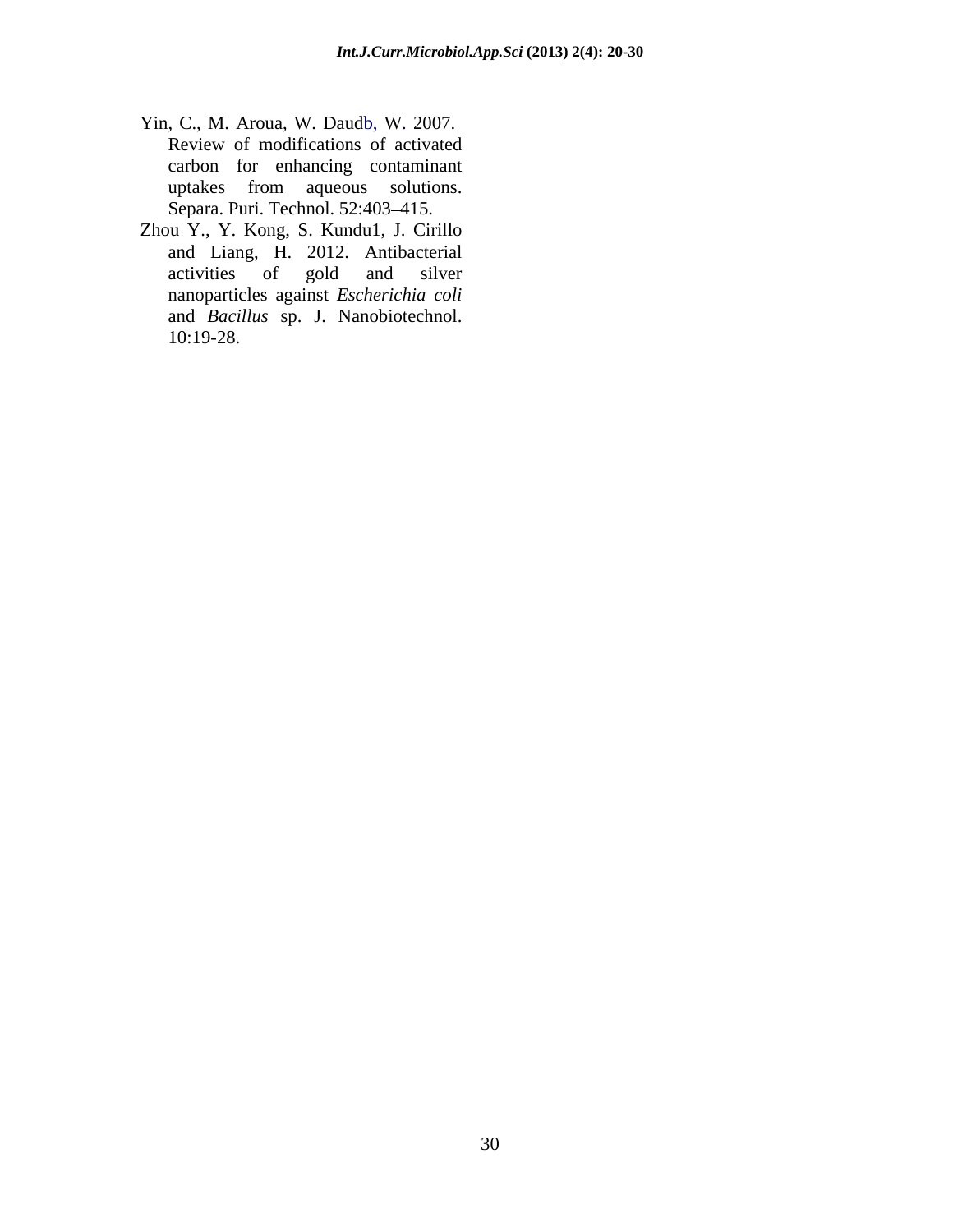Yin, C., M. Aroua, W. Daudb, W. 2007. Review of modifications of activated carbon for enhancing contaminant uptakes from aqueous solutions. Separa. Puri. Technol. 52:403–415.

Zhou Y., Y. Kong, S. Kundu1, J. Cirillo and Liang, H. 2012. Antibacterial activities of gold and silver nanoparticles against *Escherichia coli* and *Bacillus* sp. J. Nanobiotechnol. 10:19-28.